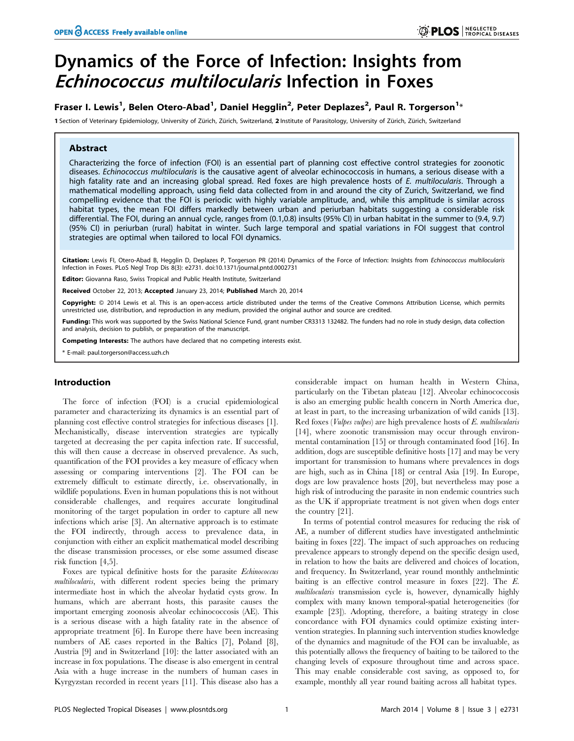# Dynamics of the Force of Infection: Insights from *Echinococcus multilocularis* Infection in Foxes

**Fraser I. Lewis[1], Belen Otero-Abad[1], Daniel Hegglin[2], Peter Deplazes[2], Paul R. Torgerson[1]***

[1] Section of Veterinary Epidemiology, University of Zürich, Zürich, Switzerland, [2] Institute of Parasitology, University of Zürich, Zürich, Switzerland

## Abstract

Characterizing the force of infection (FOI) is an essential part of planning cost effective control strategies for zoonotic diseases. *Echinococcus multilocularis* is the causative agent of alveolar echinococcosis in humans, a serious disease with a high fatality rate and an increasing global spread. Red foxes are high prevalence hosts of *E. multilocularis*. Through a mathematical modelling approach, using field data collected from in and around the city of Zurich, Switzerland, we find compelling evidence that the FOI is periodic with highly variable amplitude, and, while this amplitude is similar across habitat types, the mean FOI differs markedly between urban and periurban habitats suggesting a considerable risk differential. The FOI, during an annual cycle, ranges from (0.1,0.8) insults (95% CI) in urban habitat in the summer to (9.4, 9.7) (95% CI) in periurban (rural) habitat in winter. Such large temporal and spatial variations in FOI suggest that control strategies are optimal when tailored to local FOI dynamics.

**Citation:** Lewis FI, Otero-Abad B, Hegglin D, Deplazes P, Torgerson PR (2014) Dynamics of the Force of Infection: Insights from *Echinococcus multilocularis* Infection in Foxes. PLoS Negl Trop Dis 8(3): e2731. doi:10.1371/journal.pntd.0002731

**Editor:** Giovanna Raso, Swiss Tropical and Public Health Institute, Switzerland

**Received** October 22, 2013; **Accepted** January 23, 2014; **Published** March 20, 2014

**Copyright:** © 2014 Lewis et al. This is an open-access article distributed under the terms of the Creative Commons Attribution License, which permits unrestricted use, distribution, and reproduction in any medium, provided the original author and source are credited.

**Funding:** This work was supported by the Swiss National Science Fund, grant number CR3313 132482. The funders had no role in study design, data collection and analysis, decision to publish, or preparation of the manuscript.

**Competing Interests:** The authors have declared that no competing interests exist.

\* E-mail: paul.torgerson@access.uzh.ch

## Introduction

The force of infection (FOI) is a crucial epidemiological parameter and characterizing its dynamics is an essential part of planning cost effective control strategies for infectious diseases [1]. Mechanistically, disease intervention strategies are typically targeted at decreasing the per capita infection rate. If successful, this will then cause a decrease in observed prevalence. As such, quantification of the FOI provides a key measure of efficacy when assessing or comparing interventions [2]. The FOI can be extremely difficult to estimate directly, i.e. observationally, in wildlife populations. Even in human populations this is not without considerable challenges, and requires accurate longitudinal monitoring of the target population in order to capture all new infections which arise [3]. An alternative approach is to estimate the FOI indirectly, through access to prevalence data, in conjunction with either an explicit mathematical model describing the disease transmission processes, or else some assumed disease risk function [4,5].

Foxes are typical definitive hosts for the parasite *Echinococcus multilocularis*, with different rodent species being the primary intermediate host in which the alveolar hydatid cysts grow. In humans, which are aberrant hosts, this parasite causes the important emerging zoonosis alveolar echinococcosis (AE). This is a serious disease with a high fatality rate in the absence of appropriate treatment [6]. In Europe there have been increasing numbers of AE cases reported in the Baltics [7], Poland [8], Austria [9] and in Switzerland [10]: the latter associated with an increase in fox populations. The disease is also emergent in central Asia with a huge increase in the numbers of human cases in Kyrgyzstan recorded in recent years [11]. This disease also has a considerable impact on human health in Western China, particularly on the Tibetan plateau [12]. Alveolar echinococcosis is also an emerging public health concern in North America due, at least in part, to the increasing urbanization of wild canids [13]. Red foxes (*Vulpes vulpes*) are high prevalence hosts of *E. multilocularis* [14], where zoonotic transmission may occur through environmental contamination [15] or through contaminated food [16]. In addition, dogs are susceptible definitive hosts [17] and may be very important for transmission to humans where prevalences in dogs are high, such as in China [18] or central Asia [19]. In Europe, dogs are low pravalence hosts [20], but nevertheless may pose a high risk of introducing the parasite in non endemic countries such as the UK if appropriate treatment is not given when dogs enter the country [21].

In terms of potential control measures for reducing the risk of AE, a number of different studies have investigated anthelmintic baiting in foxes [22]. The impact of such approaches on reducing prevalence appears to strongly depend on the specific design used, in relation to how the baits are delivered and choices of location, and frequency. In Switzerland, year round monthly anthelmintic baiting is an effective control measure in foxes [22]. The *E. multilocularis* transmission cycle is, however, dynamically highly complex with many known temporal-spatial heterogeneities (for example [23]). Adopting, therefore, a baiting strategy in close concordance with FOI dynamics could optimize existing intervention strategies. In planning such intervention studies knowledge of the dynamics and magnitude of the FOI can be invaluable, as this potentially allows the frequency of baiting to be tailored to the changing levels of exposure throughout time and across space. This may enable considerable cost saving, as opposed to, for example, monthly all year round baiting across all habitat types.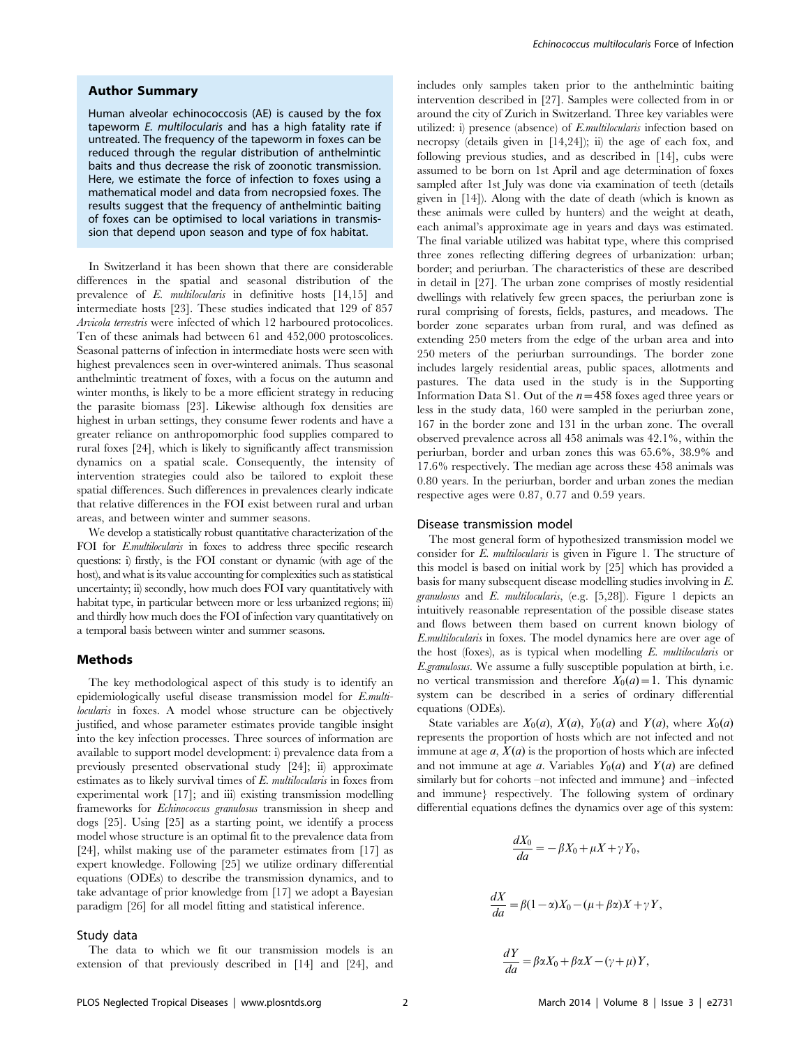## Author Summary

Human alveolar echinococcosis (AE) is caused by the fox tapeworm *E. multilocularis* and has a high fatality rate if untreated. The frequency of the tapeworm in foxes can be reduced through the regular distribution of anthelmintic baits and thus decrease the risk of zoonotic transmission. Here, we estimate the force of infection to foxes using a mathematical model and data from necropsied foxes. The results suggest that the frequency of anthelmintic baiting of foxes can be optimised to local variations in transmission that depend upon season and type of fox habitat.

In Switzerland it has been shown that there are considerable differences in the spatial and seasonal distribution of the prevalence of *E. multilocularis* in definitive hosts [14,15] and intermediate hosts [23]. These studies indicated that 129 of 857 *Arvicola terrestris* were infected of which 12 harboured protocolices. Ten of these animals had between 61 and 452,000 protocolices. Seasonal patterns of infection in intermediate hosts were seen with highest prevalences seen in over-wintered animals. Thus seasonal anthelmintic treatment of foxes, with a focus on the autumn and winter months, is likely to be a more efficient strategy in reducing the parasite biomass [23]. Likewise although fox densities are highest in urban settings, they consume fewer rodents and have a greater reliance on anthropomorphic food supplies compared to rural foxes [24], which is likely to significantly affect transmission dynamics on a spatial scale. Consequently, the intensity of intervention strategies could also be tailored to exploit these spatial differences. Such differences in prevalences clearly indicate that relative differences in the FOI exist between rural and urban areas, and between winter and summer seasons.

We develop a statistically robust quantitative characterization of the FOI for *E.multilocularis* in foxes to address three specific research questions: i) firstly, is the FOI constant or dynamic (with age of the host), and what is its value accounting for complexities such as statistical uncertainty; ii) secondly, how much does FOI vary quantitatively with habitat type, in particular between more or less urbanized regions; iii) and thirdly how much does the FOI of infection vary quantitatively on a temporal basis between winter and summer seasons.

## Methods

The key methodological aspect of this study is to identify an epidemiologically useful disease transmission model for *E.multilocularis* in foxes. A model whose structure can be objectively justified, and whose parameter estimates provide tangible insight into the key infection processes. Three sources of information are available to support model development: i) prevalence data from a previously presented observational study [24]; ii) approximate estimates as to likely survival times of *E. multilocularis* in foxes from experimental work [17]; and iii) existing transmission modelling frameworks for *Echinococcus granulosus* transmission in sheep and dogs [25]. Using [25] as a starting point, we identify a process model whose structure is an optimal fit to the prevalence data from [24], whilst making use of the parameter estimates from [17] as expert knowledge. Following [25] we utilize ordinary differential equations (ODEs) to describe the transmission dynamics, and to take advantage of prior knowledge from [17] we adopt a Bayesian paradigm [26] for all model fitting and statistical inference.

### Study data

The data to which we fit our transmission models is an extension of that previously described in [14] and [24], and includes only samples taken prior to the anthelmintic baiting intervention described in [27]. Samples were collected from in or around the city of Zurich in Switzerland. Three key variables were utilized: i) presence (absence) of *E.multilocularis* infection based on necropsy (details given in [14,24]); ii) the age of each fox, and following previous studies, and as described in [14], cubs were assumed to be born on 1st April and age determination of foxes sampled after 1st July was done via examination of teeth (details given in [14]). Along with the date of death (which is known as these animals were culled by hunters) and the weight at death, each animal's approximate age in years and days was estimated. The final variable utilized was habitat type, where this comprised three zones reflecting differing degrees of urbanization: urban; border; and periurban. The characteristics of these are described in detail in [27]. The urban zone comprises of mostly residential dwellings with relatively few green spaces, the periurban zone is rural comprising of forests, fields, pastures, and meadows. The border zone separates urban from rural, and was defined as extending 250 meters from the edge of the urban area and into 250 meters of the periurban surroundings. The border zone includes largely residential areas, public spaces, allotments and pastures. The data used in the study is in the Supporting Information Data S1. Out of the $n=458$ foxes aged three years or less in the study data, 160 were sampled in the periurban zone, 167 in the border zone and 131 in the urban zone. The overall observed prevalence across all 458 animals was 42.1%, within the periurban, border and urban zones this was 65.6%, 38.9% and 17.6% respectively. The median age across these 458 animals was 0.80 years. In the periurban, border and urban zones the median respective ages were 0.87, 0.77 and 0.59 years.

### Disease transmission model

The most general form of hypothesized transmission model we consider for *E. multilocularis* is given in Figure 1. The structure of this model is based on initial work by [25] which has provided a basis for many subsequent disease modelling studies involving in *E. granulosus* and *E. multilocularis*, (e.g. [5,28]). Figure 1 depicts an intuitively reasonable representation of the possible disease states and flows between them based on current known biology of *E.multilocularis* in foxes. The model dynamics here are over age of the host (foxes), as is typical when modelling *E. multilocularis* or *E.granulosus*. We assume a fully susceptible population at birth, i.e. no vertical transmission and therefore $X_0(a)=1$. This dynamic system can be described in a series of ordinary differential equations (ODEs).

State variables are $X_0(a)$, $X(a)$, $Y_0(a)$ and $Y(a)$, where $X_0(a)$ represents the proportion of hosts which are not infected and not immune at age $a$, $X(a)$ is the proportion of hosts which are infected and not immune at age $a$. Variables $Y_0(a)$ and $Y(a)$ are defined similarly but for cohorts –not infected and immune} and –infected and immune} respectively. The following system of ordinary differential equations defines the dynamics over age of this system:

$$\frac{dX_0}{da} = -\beta X_0 + \mu X + \gamma Y_0,$$

$$\frac{dX}{da} = \beta(1-\alpha)X_0 - (\mu + \beta\alpha)X + \gamma Y,$$

$$\frac{dY}{da} = \beta\alpha X_0 + \beta\alpha X - (\gamma + \mu)Y,$$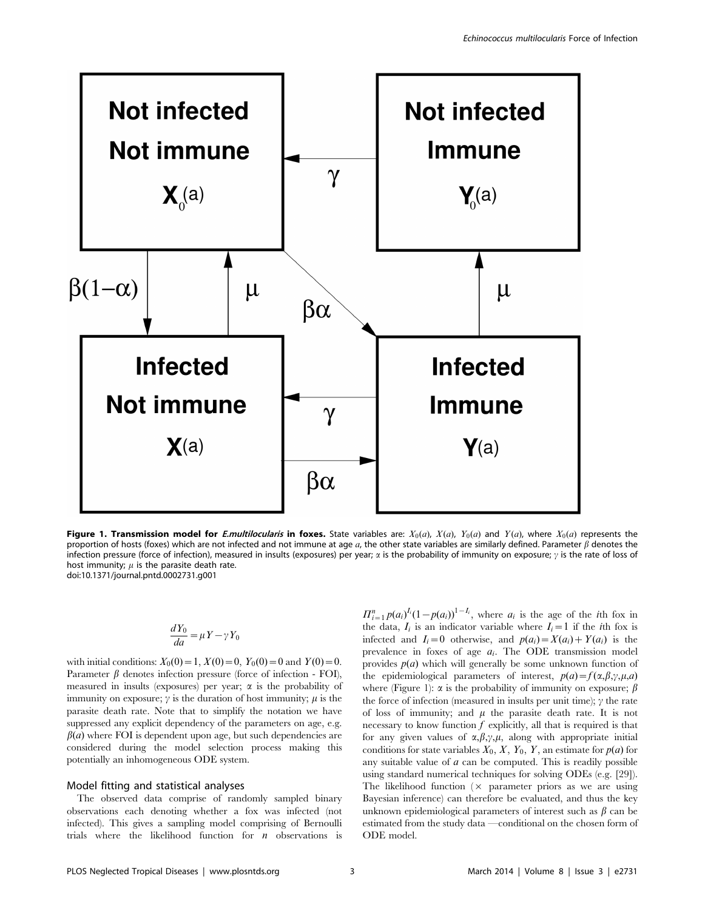**Figure 1. Transmission model for *E.multilocularis* in foxes.** State variables are: $X_0(a)$, $X(a)$, $Y_0(a)$ and $Y(a)$, where $X_0(a)$ represents the proportion of hosts (foxes) which are not infected and not immune at age $a$, the other state variables are similarly defined. Parameter $\beta$ denotes the infection pressure (force of infection), measured in insults (exposures) per year; $\alpha$ is the probability of immunity on exposure; $\gamma$ is the rate of loss of host immunity; $\mu$ is the parasite death rate.
doi:10.1371/journal.pntd.0002731.g001

$$\frac{dY_0}{da} = \mu Y - \gamma Y_0$$

with initial conditions: $X_0(0)=1$, $X(0)=0$, $Y_0(0)=0$ and $Y(0)=0$. Parameter $\beta$ denotes infection pressure (force of infection - FOI), measured in insults (exposures) per year; $\alpha$ is the probability of immunity on exposure; $\gamma$ is the duration of host immunity; $\mu$ is the parasite death rate. Note that to simplify the notation we have suppressed any explicit dependency of the parameters on age, e.g. $\beta(a)$ where FOI is dependent upon age, but such dependencies are considered during the model selection process making this potentially an inhomogeneous ODE system.

### Model fitting and statistical analyses

The observed data comprise of randomly sampled binary observations each denoting whether a fox was infected (not infected). This gives a sampling model comprising of Bernoulli trials where the likelihood function for $n$ observations is $\Pi_{i=1}^{n} p(a_i)^{I_i}(1-p(a_i))^{1-I_i}$, where $a_i$ is the age of the $i$th fox in the data, $I_i$ is an indicator variable where $I_i=1$ if the $i$th fox is infected and $I_i=0$ otherwise, and $p(a_i)=X(a_i)+Y(a_i)$ is the prevalence in foxes of age $a_i$. The ODE transmission model provides $p(a)$ which will generally be some unknown function of the epidemiological parameters of interest, $p(a)=f(\alpha,\beta,\gamma,\mu,a)$ where (Figure 1): $\alpha$ is the probability of immunity on exposure; $\beta$ the force of infection (measured in insults per unit time); $\gamma$ the rate of loss of immunity; and $\mu$ the parasite death rate. It is not necessary to know function $f$ explicitly, all that is required is that for any given values of $\alpha,\beta,\gamma,\mu$, along with appropriate initial conditions for state variables $X_0$, $X$, $Y_0$, $Y$, an estimate for $p(a)$ for any suitable value of $a$ can be computed. This is readily possible using standard numerical techniques for solving ODEs (e.g. [29]). The likelihood function ($\times$ parameter priors as we are using Bayesian inference) can therefore be evaluated, and thus the key unknown epidemiological parameters of interest such as $\beta$ can be estimated from the study data —conditional on the chosen form of ODE model.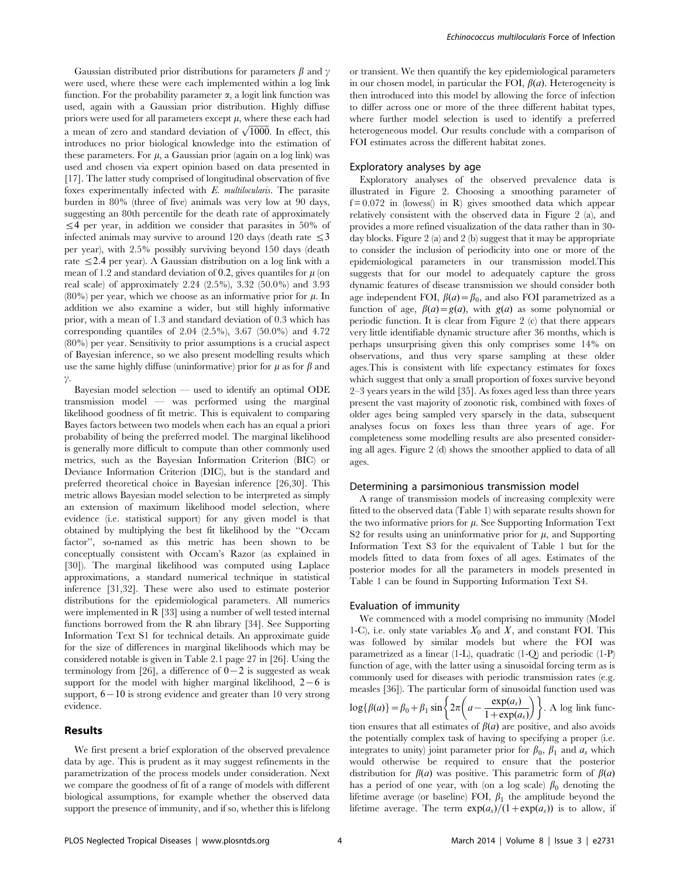Gaussian distributed prior distributions for parameters $\beta$ and $\gamma$ were used, where these were each implemented within a log link function. For the probability parameter $\alpha$, a logit link function was used, again with a Gaussian prior distribution. Highly diffuse priors were used for all parameters except $\mu$, where these each had a mean of zero and standard deviation of $\sqrt{1000}$. In effect, this introduces no prior biological knowledge into the estimation of these parameters. For $\mu$, a Gaussian prior (again on a log link) was used and chosen via expert opinion based on data presented in [17]. The latter study comprised of longitudinal observation of five foxes experimentally infected with *E. multilocularis*. The parasite burden in 80% (three of five) animals was very low at 90 days, suggesting an 80th percentile for the death rate of approximately $\leq 4$ per year, in addition we consider that parasites in 50% of infected animals may survive to around 120 days (death rate $\leq 3$ per year), with 2.5% possibly surviving beyond 150 days (death rate $\leq 2.4$ per year). A Gaussian distribution on a log link with a mean of 1.2 and standard deviation of 0.2, gives quantiles for $\mu$ (on real scale) of approximately 2.24 (2.5%), 3.32 (50.0%) and 3.93 (80%) per year, which we choose as an informative prior for $\mu$. In addition we also examine a wider, but still highly informative prior, with a mean of 1.3 and standard deviation of 0.3 which has corresponding quantiles of 2.04 (2.5%), 3.67 (50.0%) and 4.72 (80%) per year. Sensitivity to prior assumptions is a crucial aspect of Bayesian inference, so we also present modelling results which use the same highly diffuse (uninformative) prior for $\mu$ as for $\beta$ and $\gamma$.

Bayesian model selection — used to identify an optimal ODE transmission model — was performed using the marginal likelihood goodness of fit metric. This is equivalent to comparing Bayes factors between two models when each has an equal a priori probability of being the preferred model. The marginal likelihood is generally more difficult to compute than other commonly used metrics, such as the Bayesian Information Criterion (BIC) or Deviance Information Criterion (DIC), but is the standard and preferred theoretical choice in Bayesian inference [26,30]. This metric allows Bayesian model selection to be interpreted as simply an extension of maximum likelihood model selection, where evidence (i.e. statistical support) for any given model is that obtained by multiplying the best fit likelihood by the "Occam factor", so-named as this metric has been shown to be conceptually consistent with Occam's Razor (as explained in [30]). The marginal likelihood was computed using Laplace approximations, a standard numerical technique in statistical inference [31,32]. These were also used to estimate posterior distributions for the epidemiological parameters. All numerics were implemented in R [33] using a number of well tested internal functions borrowed from the R abn library [34]. See Supporting Information Text S1 for technical details. An approximate guide for the size of differences in marginal likelihoods which may be considered notable is given in Table 2.1 page 27 in [26]. Using the terminology from [26], a difference of $0-2$ is suggested as weak support for the model with higher marginal likelihood, $2-6$ is support, $6-10$ is strong evidence and greater than 10 very strong evidence.

## Results

We first present a brief exploration of the observed prevalence data by age. This is prudent as it may suggest refinements in the parametrization of the process models under consideration. Next we compare the goodness of fit of a range of models with different biological assumptions, for example whether the observed data support the presence of immunity, and if so, whether this is lifelong or transient. We then quantify the key epidemiological parameters in our chosen model, in particular the FOI, $\beta(a)$. Heterogeneity is then introduced into this model by allowing the force of infection to differ across one or more of the three different habitat types, where further model selection is used to identify a preferred heterogeneous model. Our results conclude with a comparison of FOI estimates across the different habitat zones.

### Exploratory analyses by age

Exploratory analyses of the observed prevalence data is illustrated in Figure 2. Choosing a smoothing parameter of $f=0.072$ in (lowess() in R) gives smoothed data which appear relatively consistent with the observed data in Figure 2 (a), and provides a more refined visualization of the data rather than in 30-day blocks. Figure 2 (a) and 2 (b) suggest that it may be appropriate to consider the inclusion of periodicity into one or more of the epidemiological parameters in our transmission model.This suggests that for our model to adequately capture the gross dynamic features of disease transmission we should consider both age independent FOI, $\beta(a)=\beta_0$, and also FOI parametrized as a function of age, $\beta(a)=g(a)$, with $g(a)$ as some polynomial or periodic function. It is clear from Figure 2 (c) that there appears very little identifiable dynamic structure after 36 months, which is perhaps unsurprising given this only comprises some 14% on observations, and thus very sparse sampling at these older ages.This is consistent with life expectancy estimates for foxes which suggest that only a small proportion of foxes survive beyond 2–3 years years in the wild [35]. As foxes aged less than three years present the vast majority of zoonotic risk, combined with foxes of older ages being sampled very sparsely in the data, subsequent analyses focus on foxes less than three years of age. For completeness some modelling results are also presented considering all ages. Figure 2 (d) shows the smoother applied to data of all ages.

### Determining a parsimonious transmission model

A range of transmission models of increasing complexity were fitted to the observed data (Table 1) with separate results shown for the two informative priors for $\mu$. See Supporting Information Text S2 for results using an uninformative prior for $\mu$, and Supporting Information Text S3 for the equivalent of Table 1 but for the models fitted to data from foxes of all ages. Estimates of the posterior modes for all the parameters in models presented in Table 1 can be found in Supporting Information Text S4.

### Evaluation of immunity

We commenced with a model comprising no immunity (Model 1-C), i.e. only state variables $X_0$ and $X$, and constant FOI. This was followed by similar models but where the FOI was parametrized as a linear (1-L), quadratic (1-Q) and periodic (1-P) function of age, with the latter using a sinusoidal forcing term as is commonly used for diseases with periodic transmission rates (e.g. measles [36]). The particular form of sinusoidal function used was $\log\{\beta(a)\}=\beta_0+\beta_1 \sin\left\{2\pi\left(a-\frac{\exp(a_s)}{1+\exp(a_s)}\right)\right\}$. A log link function ensures that all estimates of $\beta(a)$ are positive, and also avoids the potentially complex task of having to specifying a proper (i.e. integrates to unity) joint parameter prior for $\beta_0$, $\beta_1$ and $a_s$ which would otherwise be required to ensure that the posterior distribution for $\beta(a)$ was positive. This parametric form of $\beta(a)$ has a period of one year, with (on a log scale) $\beta_0$ denoting the lifetime average (or baseline) FOI, $\beta_1$ the amplitude beyond the lifetime average. The term $\exp(a_s)/(1+\exp(a_s))$ is to allow, if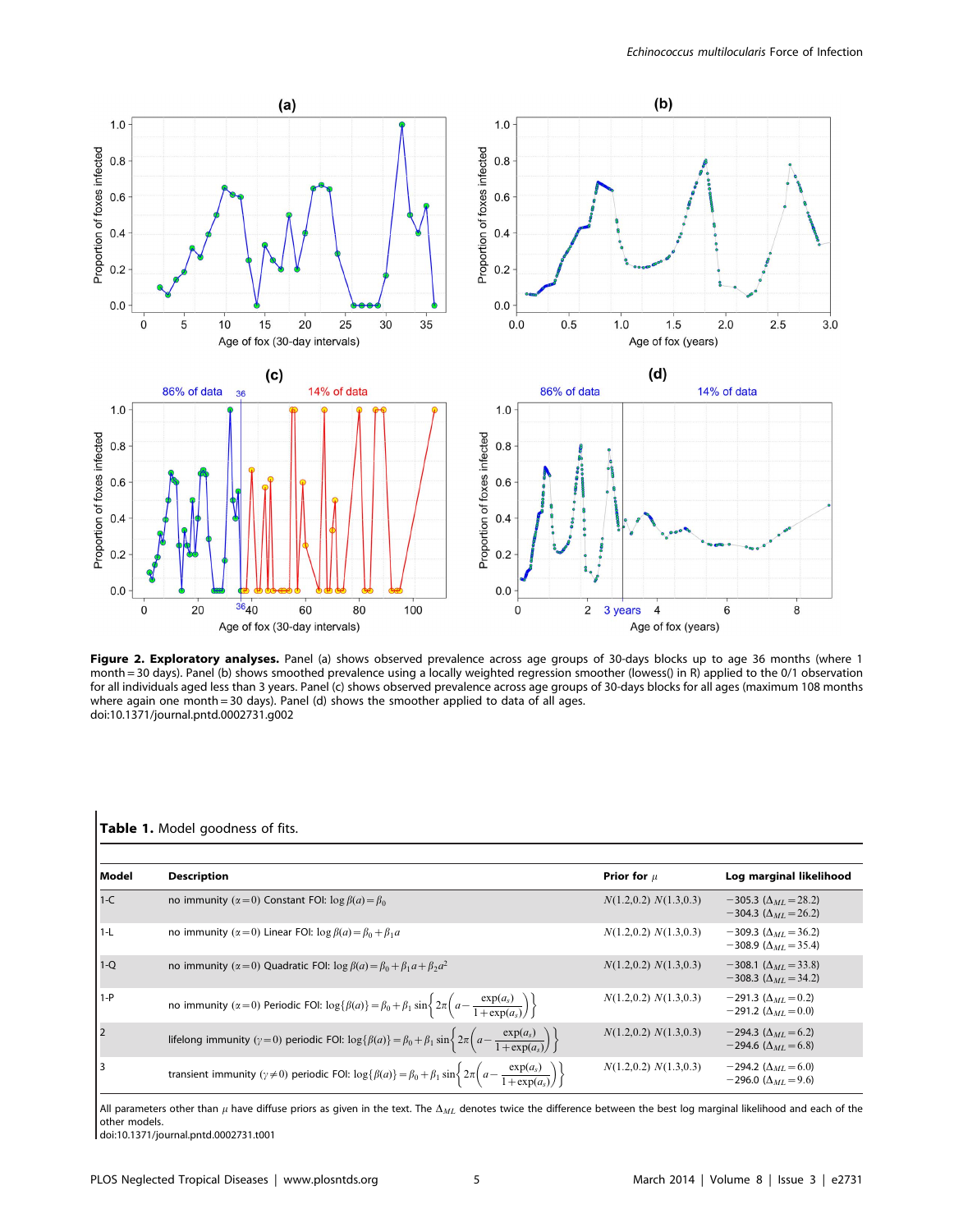**Figure 2. Exploratory analyses.** Panel (a) shows observed prevalence across age groups of 30-days blocks up to age 36 months (where 1 month = 30 days). Panel (b) shows smoothed prevalence using a locally weighted regression smoother (lowess() in R) applied to the 0/1 observation for all individuals aged less than 3 years. Panel (c) shows observed prevalence across age groups of 30-days blocks for all ages (maximum 108 months where again one month = 30 days). Panel (d) shows the smoother applied to data of all ages.
doi:10.1371/journal.pntd.0002731.g002

**Table 1.** Model goodness of fits.

| Model | Description | Prior for $\mu$ | Log marginal likelihood |
|---|---|---|---|
| 1-C | no immunity ($\alpha=0$) Constant FOI: $\log\beta(a)=\beta_0$ | $N(1.2,0.2)$ $N(1.3,0.3)$ | $-305.3$ ($\Delta_{ML}=28.2$)<br>$-304.3$ ($\Delta_{ML}=26.2$) |
| 1-L | no immunity ($\alpha=0$) Linear FOI: $\log\beta(a)=\beta_0+\beta_1 a$ | $N(1.2,0.2)$ $N(1.3,0.3)$ | $-309.3$ ($\Delta_{ML}=36.2$)<br>$-308.9$ ($\Delta_{ML}=35.4$) |
| 1-Q | no immunity ($\alpha=0$) Quadratic FOI: $\log\beta(a)=\beta_0+\beta_1 a+\beta_2 a^2$ | $N(1.2,0.2)$ $N(1.3,0.3)$ | $-308.1$ ($\Delta_{ML}=33.8$)<br>$-308.3$ ($\Delta_{ML}=34.2$) |
| 1-P | no immunity ($\alpha=0$) Periodic FOI: $\log\{\beta(a)\}=\beta_0+\beta_1\sin\left\{2\pi\left(a-\frac{\exp(a_s)}{1+\exp(a_s)}\right)\right\}$ | $N(1.2,0.2)$ $N(1.3,0.3)$ | $-291.3$ ($\Delta_{ML}=0.2$)<br>$-291.2$ ($\Delta_{ML}=0.0$) |
| 2 | lifelong immunity ($\gamma=0$) periodic FOI: $\log\{\beta(a)\}=\beta_0+\beta_1\sin\left\{2\pi\left(a-\frac{\exp(a_s)}{1+\exp(a_s)}\right)\right\}$ | $N(1.2,0.2)$ $N(1.3,0.3)$ | $-294.3$ ($\Delta_{ML}=6.2$)<br>$-294.6$ ($\Delta_{ML}=6.8$) |
| 3 | transient immunity ($\gamma\neq0$) periodic FOI: $\log\{\beta(a)\}=\beta_0+\beta_1\sin\left\{2\pi\left(a-\frac{\exp(a_s)}{1+\exp(a_s)}\right)\right\}$ | $N(1.2,0.2)$ $N(1.3,0.3)$ | $-294.2$ ($\Delta_{ML}=6.0$)<br>$-296.0$ ($\Delta_{ML}=9.6$) |

All parameters other than $\mu$ have diffuse priors as given in the text. The $\Delta_{ML}$ denotes twice the difference between the best log marginal likelihood and each of the other models.
doi:10.1371/journal.pntd.0002731.t001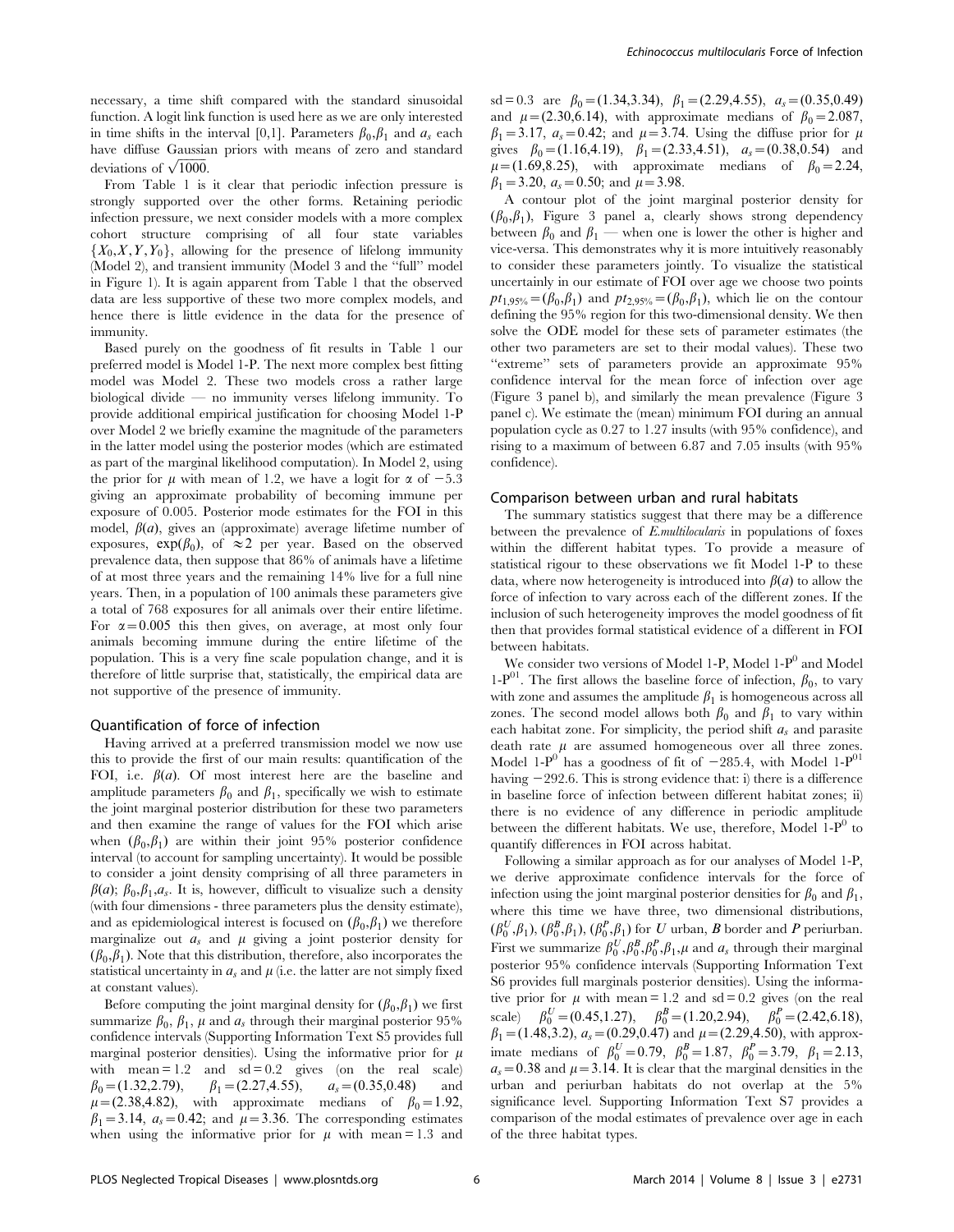necessary, a time shift compared with the standard sinusoidal function. A logit link function is used here as we are only interested in time shifts in the interval [0,1]. Parameters $\beta_0, \beta_1$ and $a_s$ each have diffuse Gaussian priors with means of zero and standard deviations of $\sqrt{1000}$.

From Table 1 is it clear that periodic infection pressure is strongly supported over the other forms. Retaining periodic infection pressure, we next consider models with a more complex cohort structure comprising of all four state variables $\{X_0, X, Y, Y_0\}$, allowing for the presence of lifelong immunity (Model 2), and transient immunity (Model 3 and the "full" model in Figure 1). It is again apparent from Table 1 that the observed data are less supportive of these two more complex models, and hence there is little evidence in the data for the presence of immunity.

Based purely on the goodness of fit results in Table 1 our preferred model is Model 1-P. The next more complex best fitting model was Model 2. These two models cross a rather large biological divide — no immunity verses lifelong immunity. To provide additional empirical justification for choosing Model 1-P over Model 2 we briefly examine the magnitude of the parameters in the latter model using the posterior modes (which are estimated as part of the marginal likelihood computation). In Model 2, using the prior for $\mu$ with mean of 1.2, we have a logit for $\alpha$ of $-5.3$ giving an approximate probability of becoming immune per exposure of 0.005. Posterior mode estimates for the FOI in this model, $\beta(a)$, gives an (approximate) average lifetime number of exposures, $\exp(\beta_0)$, of $\approx 2$ per year. Based on the observed prevalence data, then suppose that 86% of animals have a lifetime of at most three years and the remaining 14% live for a full nine years. Then, in a population of 100 animals these parameters give a total of 768 exposures for all animals over their entire lifetime. For $\alpha = 0.005$ this then gives, on average, at most only four animals becoming immune during the entire lifetime of the population. This is a very fine scale population change, and it is therefore of little surprise that, statistically, the empirical data are not supportive of the presence of immunity.

## Quantification of force of infection

Having arrived at a preferred transmission model we now use this to provide the first of our main results: quantification of the FOI, i.e. $\beta(a)$. Of most interest here are the baseline and amplitude parameters $\beta_0$ and $\beta_1$, specifically we wish to estimate the joint marginal posterior distribution for these two parameters and then examine the range of values for the FOI which arise when $(\beta_0, \beta_1)$ are within their joint 95% posterior confidence interval (to account for sampling uncertainty). It would be possible to consider a joint density comprising of all three parameters in $\beta(a)$; $\beta_0, \beta_1, a_s$. It is, however, difficult to visualize such a density (with four dimensions - three parameters plus the density estimate), and as epidemiological interest is focused on $(\beta_0, \beta_1)$ we therefore marginalize out $a_s$ and $\mu$ giving a joint posterior density for $(\beta_0, \beta_1)$. Note that this distribution, therefore, also incorporates the statistical uncertainty in $a_s$ and $\mu$ (i.e. the latter are not simply fixed at constant values).

Before computing the joint marginal density for $(\beta_0, \beta_1)$ we first summarize $\beta_0$, $\beta_1$, $\mu$ and $a_s$ through their marginal posterior 95% confidence intervals (Supporting Information Text S5 provides full marginal posterior densities). Using the informative prior for $\mu$ with mean = 1.2 and sd = 0.2 gives (on the real scale) $\beta_0 = (1.32, 2.79)$, $\beta_1 = (2.27, 4.55)$, $a_s = (0.35, 0.48)$ and $\mu = (2.38, 4.82)$, with approximate medians of $\beta_0 = 1.92$, $\beta_1 = 3.14$, $a_s = 0.42$; and $\mu = 3.36$. The corresponding estimates when using the informative prior for $\mu$ with mean = 1.3 and sd = 0.3 are $\beta_0 = (1.34, 3.34)$, $\beta_1 = (2.29, 4.55)$, $a_s = (0.35, 0.49)$ and $\mu = (2.30, 6.14)$, with approximate medians of $\beta_0 = 2.087$, $\beta_1 = 3.17$, $a_s = 0.42$; and $\mu = 3.74$. Using the diffuse prior for $\mu$ gives $\beta_0 = (1.16, 4.19)$, $\beta_1 = (2.33, 4.51)$, $a_s = (0.38, 0.54)$ and $\mu = (1.69, 8.25)$, with approximate medians of $\beta_0 = 2.24$, $\beta_1 = 3.20$, $a_s = 0.50$; and $\mu = 3.98$.

A contour plot of the joint marginal posterior density for $(\beta_0, \beta_1)$, Figure 3 panel a, clearly shows strong dependency between $\beta_0$ and $\beta_1$ — when one is lower the other is higher and vice-versa. This demonstrates why it is more intuitively reasonably to consider these parameters jointly. To visualize the statistical uncertainly in our estimate of FOI over age we choose two points $pt_{1,95\%} = (\beta_0, \beta_1)$ and $pt_{2,95\%} = (\beta_0, \beta_1)$, which lie on the contour defining the 95% region for this two-dimensional density. We then solve the ODE model for these sets of parameter estimates (the other two parameters are set to their modal values). These two "extreme" sets of parameters provide an approximate 95% confidence interval for the mean force of infection over age (Figure 3 panel b), and similarly the mean prevalence (Figure 3 panel c). We estimate the (mean) minimum FOI during an annual population cycle as 0.27 to 1.27 insults (with 95% confidence), and rising to a maximum of between 6.87 and 7.05 insults (with 95% confidence).

## Comparison between urban and rural habitats

The summary statistics suggest that there may be a difference between the prevalence of *E.multilocularis* in populations of foxes within the different habitat types. To provide a measure of statistical rigour to these observations we fit Model 1-P to these data, where now heterogeneity is introduced into $\beta(a)$ to allow the force of infection to vary across each of the different zones. If the inclusion of such heterogeneity improves the model goodness of fit then that provides formal statistical evidence of a different in FOI between habitats.

We consider two versions of Model 1-P, Model 1-P$^0$ and Model 1-P$^{01}$. The first allows the baseline force of infection, $\beta_0$, to vary with zone and assumes the amplitude $\beta_1$ is homogeneous across all zones. The second model allows both $\beta_0$ and $\beta_1$ to vary within each habitat zone. For simplicity, the period shift $a_s$ and parasite death rate $\mu$ are assumed homogeneous over all three zones. Model 1-P$^0$ has a goodness of fit of $-285.4$, with Model 1-P$^{01}$ having $-292.6$. This is strong evidence that: i) there is a difference in baseline force of infection between different habitat zones; ii) there is no evidence of any difference in periodic amplitude between the different habitats. We use, therefore, Model 1-P$^0$ to quantify differences in FOI across habitat.

Following a similar approach as for our analyses of Model 1-P, we derive approximate confidence intervals for the force of infection using the joint marginal posterior densities for $\beta_0$ and $\beta_1$, where this time we have three, two dimensional distributions, $(\beta_0^U, \beta_1)$, $(\beta_0^B, \beta_1)$, $(\beta_0^P, \beta_1)$ for *U* urban, *B* border and *P* periurban. First we summarize $\beta_0^U, \beta_0^B, \beta_0^P, \beta_1, \mu$ and $a_s$ through their marginal posterior 95% confidence intervals (Supporting Information Text S6 provides full marginals posterior densities). Using the informative prior for $\mu$ with mean = 1.2 and sd = 0.2 gives (on the real scale) $\beta_0^U = (0.45, 1.27)$, $\beta_0^B = (1.20, 2.94)$, $\beta_0^P = (2.42, 6.18)$, $\beta_1 = (1.48, 3.2)$, $a_s = (0.29, 0.47)$ and $\mu = (2.29, 4.50)$, with approximate medians of $\beta_0^U = 0.79$, $\beta_0^B = 1.87$, $\beta_0^P = 3.79$, $\beta_1 = 2.13$, $a_s = 0.38$ and $\mu = 3.14$. It is clear that the marginal densities in the urban and periurban habitats do not overlap at the 5% significance level. Supporting Information Text S7 provides a comparison of the modal estimates of prevalence over age in each of the three habitat types.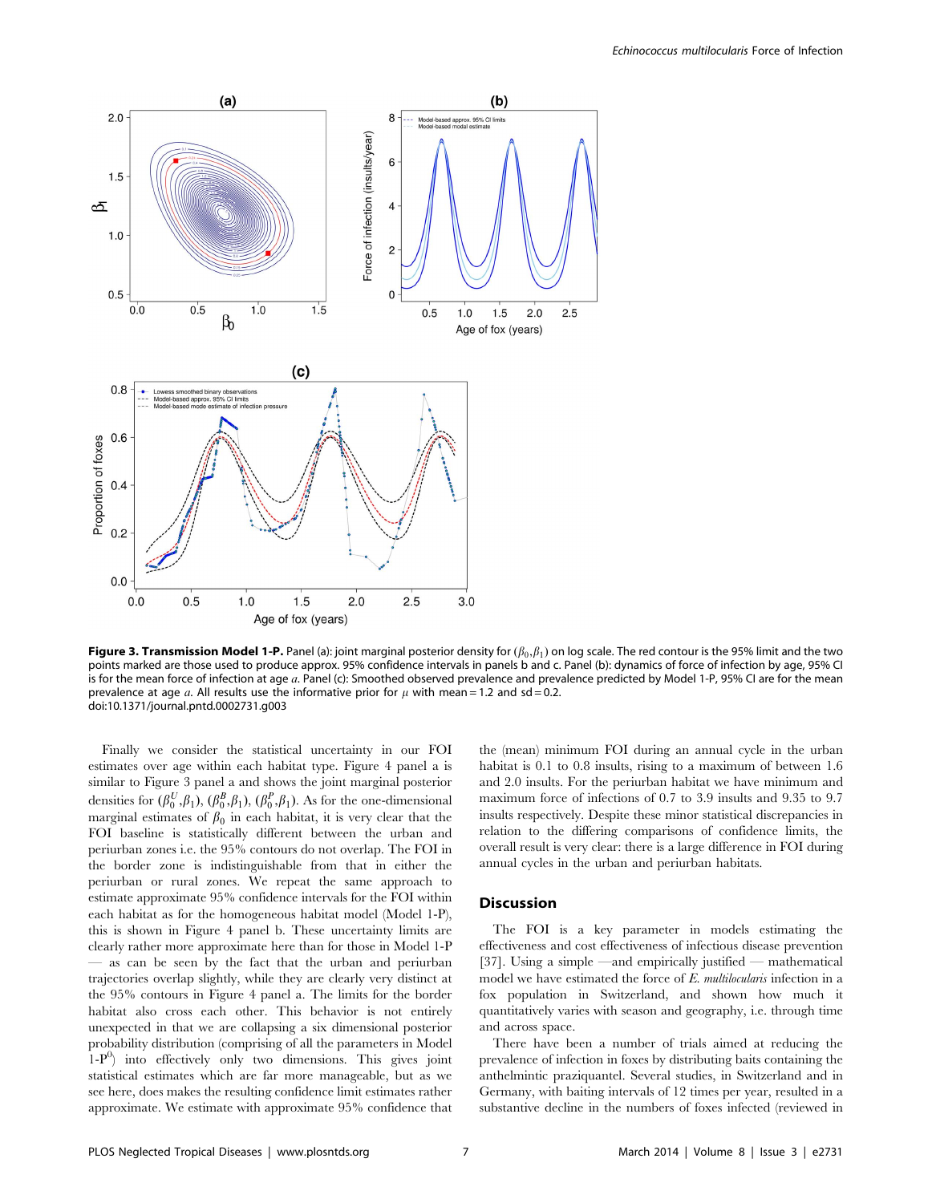**Figure 3. Transmission Model 1-P.** Panel (a): joint marginal posterior density for ($\beta_0$,$\beta_1$) on log scale. The red contour is the 95% limit and the two points marked are those used to produce approx. 95% confidence intervals in panels b and c. Panel (b): dynamics of force of infection by age, 95% CI is for the mean force of infection at age $a$. Panel (c): Smoothed observed prevalence and prevalence predicted by Model 1-P, 95% CI are for the mean prevalence at age $a$. All results use the informative prior for $\mu$ with mean = 1.2 and sd = 0.2.
doi:10.1371/journal.pntd.0002731.g003

Finally we consider the statistical uncertainty in our FOI estimates over age within each habitat type. Figure 4 panel a is similar to Figure 3 panel a and shows the joint marginal posterior densities for ($\beta_0^U$,$\beta_1$), ($\beta_0^B$,$\beta_1$), ($\beta_0^P$,$\beta_1$). As for the one-dimensional marginal estimates of $\beta_0$ in each habitat, it is very clear that the FOI baseline is statistically different between the urban and periurban zones i.e. the 95% contours do not overlap. The FOI in the border zone is indistinguishable from that in either the periurban or rural zones. We repeat the same approach to estimate approximate 95% confidence intervals for the FOI within each habitat as for the homogeneous habitat model (Model 1-P), this is shown in Figure 4 panel b. These uncertainty limits are clearly rather more approximate here than for those in Model 1-P — as can be seen by the fact that the urban and periurban trajectories overlap slightly, while they are clearly very distinct at the 95% contours in Figure 4 panel a. The limits for the border habitat also cross each other. This behavior is not entirely unexpected in that we are collapsing a six dimensional posterior probability distribution (comprising of all the parameters in Model 1-P$^0$) into effectively only two dimensions. This gives joint statistical estimates which are far more manageable, but as we see here, does makes the resulting confidence limit estimates rather approximate. We estimate with approximate 95% confidence that the (mean) minimum FOI during an annual cycle in the urban habitat is 0.1 to 0.8 insults, rising to a maximum of between 1.6 and 2.0 insults. For the periurban habitat we have minimum and maximum force of infections of 0.7 to 3.9 insults and 9.35 to 9.7 insults respectively. Despite these minor statistical discrepancies in relation to the differing comparisons of confidence limits, the overall result is very clear: there is a large difference in FOI during annual cycles in the urban and periurban habitats.

## Discussion

The FOI is a key parameter in models estimating the effectiveness and cost effectiveness of infectious disease prevention [37]. Using a simple —and empirically justified — mathematical model we have estimated the force of *E. multilocularis* infection in a fox population in Switzerland, and shown how much it quantitatively varies with season and geography, i.e. through time and across space.

There have been a number of trials aimed at reducing the prevalence of infection in foxes by distributing baits containing the anthelmintic praziquantel. Several studies, in Switzerland and in Germany, with baiting intervals of 12 times per year, resulted in a substantive decline in the numbers of foxes infected (reviewed in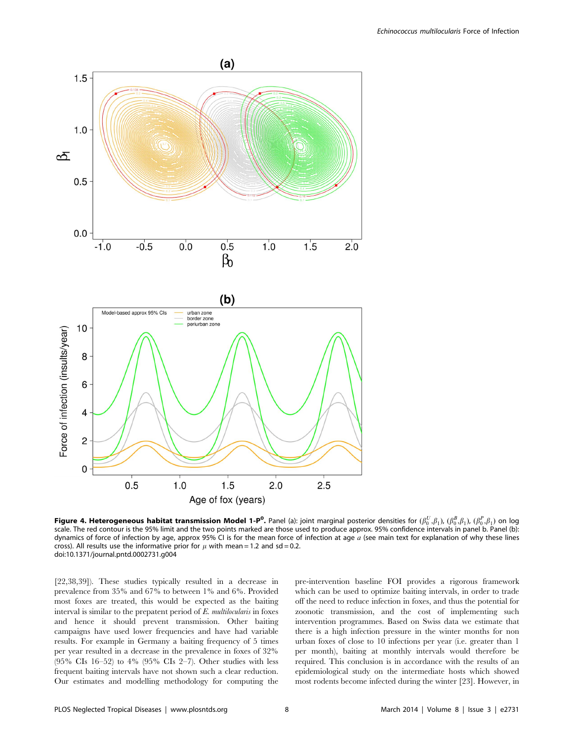**Figure 4. Heterogeneous habitat transmission Model 1-P$^0$.** Panel (a): joint marginal posterior densities for $(\beta_0^U,\beta_1)$, $(\beta_0^B,\beta_1)$, $(\beta_0^P,\beta_1)$ on log scale. The red contour is the 95% limit and the two points marked are those used to produce approx. 95% confidence intervals in panel b. Panel (b): dynamics of force of infection by age, approx 95% CI is for the mean force of infection at age $a$ (see main text for explanation of why these lines cross). All results use the informative prior for $\mu$ with mean = 1.2 and sd = 0.2.
doi:10.1371/journal.pntd.0002731.g004

[22,38,39]). These studies typically resulted in a decrease in prevalence from 35% and 67% to between 1% and 6%. Provided most foxes are treated, this would be expected as the baiting interval is similar to the prepatent period of *E. multilocularis* in foxes and hence it should prevent transmission. Other baiting campaigns have used lower frequencies and have had variable results. For example in Germany a baiting frequency of 5 times per year resulted in a decrease in the prevalence in foxes of 32% (95% CIs 16–52) to 4% (95% CIs 2–7). Other studies with less frequent baiting intervals have not shown such a clear reduction. Our estimates and modelling methodology for computing the pre-intervention baseline FOI provides a rigorous framework which can be used to optimize baiting intervals, in order to trade off the need to reduce infection in foxes, and thus the potential for zoonotic transmission, and the cost of implementing such intervention programmes. Based on Swiss data we estimate that there is a high infection pressure in the winter months for non urban foxes of close to 10 infections per year (i.e. greater than 1 per month), baiting at monthly intervals would therefore be required. This conclusion is in accordance with the results of an epidemiological study on the intermediate hosts which showed most rodents become infected during the winter [23]. However, in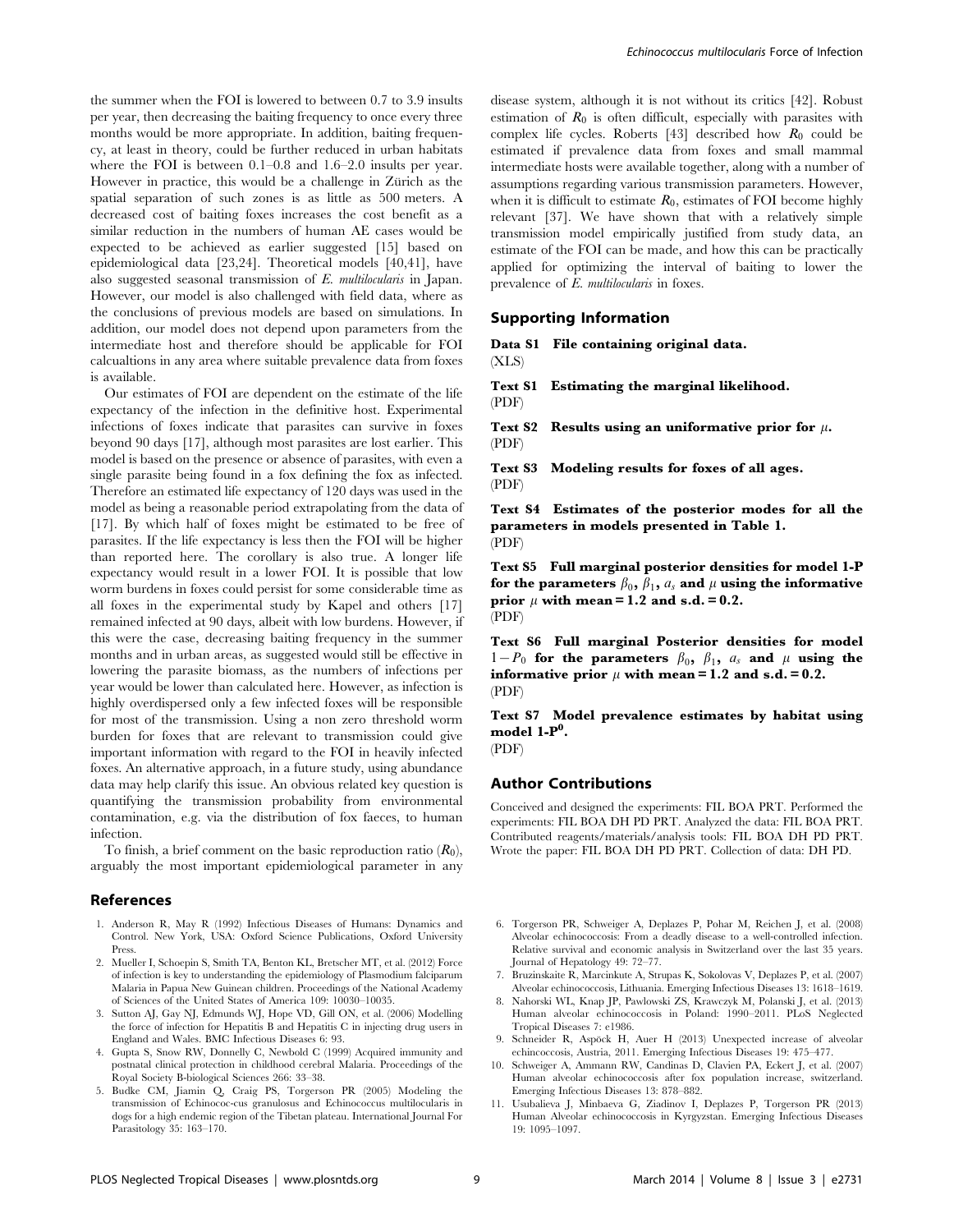the summer when the FOI is lowered to between 0.7 to 3.9 insults per year, then decreasing the baiting frequency to once every three months would be more appropriate. In addition, baiting frequency, at least in theory, could be further reduced in urban habitats where the FOI is between 0.1–0.8 and 1.6–2.0 insults per year. However in practice, this would be a challenge in Zürich as the spatial separation of such zones is as little as 500 meters. A decreased cost of baiting foxes increases the cost benefit as a similar reduction in the numbers of human AE cases would be expected to be achieved as earlier suggested [15] based on epidemiological data [23,24]. Theoretical models [40,41], have also suggested seasonal transmission of *E. multilocularis* in Japan. However, our model is also challenged with field data, where as the conclusions of previous models are based on simulations. In addition, our model does not depend upon parameters from the intermediate host and therefore should be applicable for FOI calcualtions in any area where suitable prevalence data from foxes is available.

Our estimates of FOI are dependent on the estimate of the life expectancy of the infection in the definitive host. Experimental infections of foxes indicate that parasites can survive in foxes beyond 90 days [17], although most parasites are lost earlier. This model is based on the presence or absence of parasites, with even a single parasite being found in a fox defining the fox as infected. Therefore an estimated life expectancy of 120 days was used in the model as being a reasonable period extrapolating from the data of [17]. By which half of foxes might be estimated to be free of parasites. If the life expectancy is less then the FOI will be higher than reported here. The corollary is also true. A longer life expectancy would result in a lower FOI. It is possible that low worm burdens in foxes could persist for some considerable time as all foxes in the experimental study by Kapel and others [17] remained infected at 90 days, albeit with low burdens. However, if this were the case, decreasing baiting frequency in the summer months and in urban areas, as suggested would still be effective in lowering the parasite biomass, as the numbers of infections per year would be lower than calculated here. However, as infection is highly overdispersed only a few infected foxes will be responsible for most of the transmission. Using a non zero threshold worm burden for foxes that are relevant to transmission could give important information with regard to the FOI in heavily infected foxes. An alternative approach, in a future study, using abundance data may help clarify this issue. An obvious related key question is quantifying the transmission probability from environmental contamination, e.g. via the distribution of fox faeces, to human infection.

To finish, a brief comment on the basic reproduction ratio ($R_0$), arguably the most important epidemiological parameter in any disease system, although it is not without its critics [42]. Robust estimation of $R_0$ is often difficult, especially with parasites with complex life cycles. Roberts [43] described how $R_0$ could be estimated if prevalence data from foxes and small mammal intermediate hosts were available together, along with a number of assumptions regarding various transmission parameters. However, when it is difficult to estimate $R_0$, estimates of FOI become highly relevant [37]. We have shown that with a relatively simple transmission model empirically justified from study data, an estimate of the FOI can be made, and how this can be practically applied for optimizing the interval of baiting to lower the prevalence of *E. multilocularis* in foxes.

## Supporting Information

**Data S1 File containing original data.**
(XLS)

**Text S1 Estimating the marginal likelihood.**
(PDF)

**Text S2 Results using an uniformative prior for $\mu$.**
(PDF)

**Text S3 Modeling results for foxes of all ages.**
(PDF)

**Text S4 Estimates of the posterior modes for all the parameters in models presented in Table 1.**
(PDF)

**Text S5 Full marginal posterior densities for model 1-P for the parameters $\beta_0$, $\beta_1$, $a_s$ and $\mu$ using the informative prior $\mu$ with mean = 1.2 and s.d. = 0.2.**
(PDF)

**Text S6 Full marginal Posterior densities for model $1-P_0$ for the parameters $\beta_0$, $\beta_1$, $a_s$ and $\mu$ using the informative prior $\mu$ with mean = 1.2 and s.d. = 0.2.**
(PDF)

**Text S7 Model prevalence estimates by habitat using model $1\text{-}P^0$.**
(PDF)

## Author Contributions

Conceived and designed the experiments: FIL BOA PRT. Performed the experiments: FIL BOA DH PD PRT. Analyzed the data: FIL BOA PRT. Contributed reagents/materials/analysis tools: FIL BOA DH PD PRT. Wrote the paper: FIL BOA DH PD PRT. Collection of data: DH PD.

## References

1. Anderson R, May R (1992) Infectious Diseases of Humans: Dynamics and Control. New York, USA: Oxford Science Publications, Oxford University Press.
2. Mueller I, Schoepin S, Smith TA, Benton KL, Bretscher MT, et al. (2012) Force of infection is key to understanding the epidemiology of Plasmodium falciparum Malaria in Papua New Guinean children. Proceedings of the National Academy of Sciences of the United States of America 109: 10030–10035.
3. Sutton AJ, Gay NJ, Edmunds WJ, Hope VD, Gill ON, et al. (2006) Modelling the force of infection for Hepatitis B and Hepatitis C in injecting drug users in England and Wales. BMC Infectious Diseases 6: 93.
4. Gupta S, Snow RW, Donnelly C, Newbold C (1999) Acquired immunity and postnatal clinical protection in childhood cerebral Malaria. Proceedings of the Royal Society B-biological Sciences 266: 33–38.
5. Budke CM, Jiamin Q, Craig PS, Torgerson PR (2005) Modeling the transmission of Echinococ-cus granulosus and Echinococcus multilocularis in dogs for a high endemic region of the Tibetan plateau. International Journal For Parasitology 35: 163–170.
6. Torgerson PR, Schweiger A, Deplazes P, Pohar M, Reichen J, et al. (2008) Alveolar echinococcosis: From a deadly disease to a well-controlled infection. Relative survival and economic analysis in Switzerland over the last 35 years. Journal of Hepatology 49: 72–77.
7. Bruzinskaite R, Marcinkute A, Strupas K, Sokolovas V, Deplazes P, et al. (2007) Alveolar echinococcosis, Lithuania. Emerging Infectious Diseases 13: 1618–1619.
8. Nahorski WL, Knap JP, Pawlowski ZS, Krawczyk M, Polanski J, et al. (2013) Human alveolar echinococcosis in Poland: 1990–2011. PLoS Neglected Tropical Diseases 7: e1986.
9. Schneider R, Aspöck H, Auer H (2013) Unexpected increase of alveolar echincoccosis, Austria, 2011. Emerging Infectious Diseases 19: 475–477.
10. Schweiger A, Ammann RW, Candinas D, Clavien PA, Eckert J, et al. (2007) Human alveolar echinococcosis after fox population increase, switzerland. Emerging Infectious Diseases 13: 878–882.
11. Usubalieva J, Minbaeva G, Ziadinov I, Deplazes P, Torgerson PR (2013) Human Alveolar echinococcosis in Kyrgyzstan. Emerging Infectious Diseases 19: 1095–1097.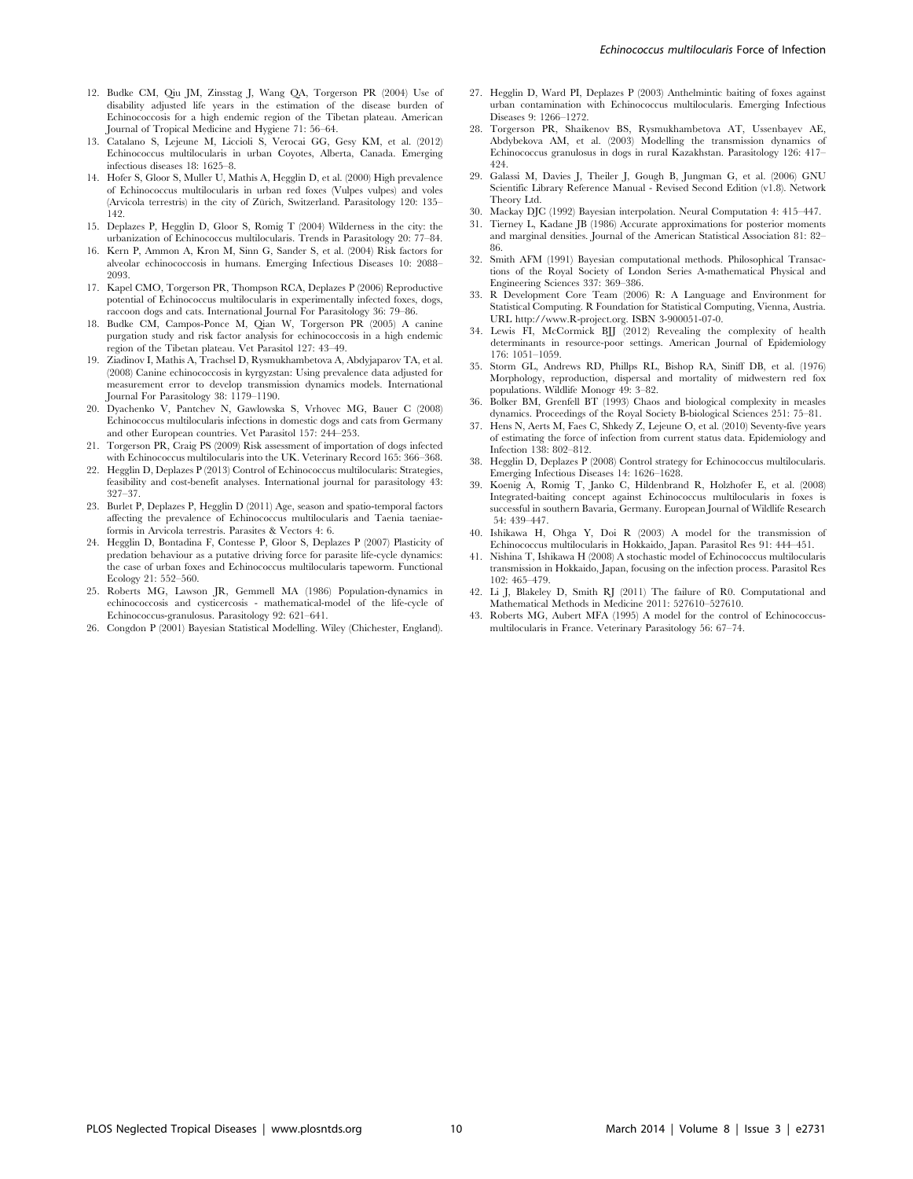12. Budke CM, Qiu JM, Zinsstag J, Wang QA, Torgerson PR (2004) Use of disability adjusted life years in the estimation of the disease burden of Echinococcosis for a high endemic region of the Tibetan plateau. American Journal of Tropical Medicine and Hygiene 71: 56–64.
13. Catalano S, Lejeune M, Liccioli S, Verocai GG, Gesy KM, et al. (2012) Echinococcus multilocularis in urban Coyotes, Alberta, Canada. Emerging infectious diseases 18: 1625–8.
14. Hofer S, Gloor S, Muller U, Mathis A, Hegglin D, et al. (2000) High prevalence of Echinococcus multilocularis in urban red foxes (Vulpes vulpes) and voles (Arvicola terrestris) in the city of Zürich, Switzerland. Parasitology 120: 135–142.
15. Deplazes P, Hegglin D, Gloor S, Romig T (2004) Wilderness in the city: the urbanization of Echinococcus multilocularis. Trends in Parasitology 20: 77–84.
16. Kern P, Ammon A, Kron M, Sinn G, Sander S, et al. (2004) Risk factors for alveolar echinococcosis in humans. Emerging Infectious Diseases 10: 2088–2093.
17. Kapel CMO, Torgerson PR, Thompson RCA, Deplazes P (2006) Reproductive potential of Echinococcus multilocularis in experimentally infected foxes, dogs, raccoon dogs and cats. International Journal For Parasitology 36: 79–86.
18. Budke CM, Campos-Ponce M, Qian W, Torgerson PR (2005) A canine purgation study and risk factor analysis for echinococcosis in a high endemic region of the Tibetan plateau. Vet Parasitol 127: 43–49.
19. Ziadinov I, Mathis A, Trachsel D, Rysmukhambetova A, Abdyjaparov TA, et al. (2008) Canine echinococcosis in kyrgyzstan: Using prevalence data adjusted for measurement error to develop transmission dynamics models. International Journal For Parasitology 38: 1179–1190.
20. Dyachenko V, Pantchev N, Gawlowska S, Vrhovec MG, Bauer C (2008) Echinococcus multilocularis infections in domestic dogs and cats from Germany and other European countries. Vet Parasitol 157: 244–253.
21. Torgerson PR, Craig PS (2009) Risk assessment of importation of dogs infected with Echinococcus multilocularis into the UK. Veterinary Record 165: 366–368.
22. Hegglin D, Deplazes P (2013) Control of Echinococcus multilocularis: Strategies, feasibility and cost-benefit analyses. International journal for parasitology 43: 327–37.
23. Burlet P, Deplazes P, Hegglin D (2011) Age, season and spatio-temporal factors affecting the prevalence of Echinococcus multilocularis and Taenia taeniaeformis in Arvicola terrestris. Parasites & Vectors 4: 6.
24. Hegglin D, Bontadina F, Contesse P, Gloor S, Deplazes P (2007) Plasticity of predation behaviour as a putative driving force for parasite life-cycle dynamics: the case of urban foxes and Echinococcus multilocularis tapeworm. Functional Ecology 21: 552–560.
25. Roberts MG, Lawson JR, Gemmell MA (1986) Population-dynamics in echinococcosis and cysticercosis - mathematical-model of the life-cycle of Echinococcus-granulosus. Parasitology 92: 621–641.
26. Congdon P (2001) Bayesian Statistical Modelling. Wiley (Chichester, England).
27. Hegglin D, Ward PI, Deplazes P (2003) Anthelmintic baiting of foxes against urban contamination with Echinococcus multilocularis. Emerging Infectious Diseases 9: 1266–1272.
28. Torgerson PR, Shaikenov BS, Rysmukhambetova AT, Ussenbayev AE, Abdybekova AM, et al. (2003) Modelling the transmission dynamics of Echinococcus granulosus in dogs in rural Kazakhstan. Parasitology 126: 417–424.
29. Galassi M, Davies J, Theiler J, Gough B, Jungman G, et al. (2006) GNU Scientific Library Reference Manual - Revised Second Edition (v1.8). Network Theory Ltd.
30. Mackay DJC (1992) Bayesian interpolation. Neural Computation 4: 415–447.
31. Tierney L, Kadane JB (1986) Accurate approximations for posterior moments and marginal densities. Journal of the American Statistical Association 81: 82–86.
32. Smith AFM (1991) Bayesian computational methods. Philosophical Transactions of the Royal Society of London Series A-mathematical Physical and Engineering Sciences 337: 369–386.
33. R Development Core Team (2006) R: A Language and Environment for Statistical Computing. R Foundation for Statistical Computing, Vienna, Austria. URL http://www.R-project.org. ISBN 3-900051-07-0.
34. Lewis FI, McCormick BJJ (2012) Revealing the complexity of health determinants in resource-poor settings. American Journal of Epidemiology 176: 1051–1059.
35. Storm GL, Andrews RD, Phillps RL, Bishop RA, Siniff DB, et al. (1976) Morphology, reproduction, dispersal and mortality of midwestern red fox populations. Wildlife Monogr 49: 3–82.
36. Bolker BM, Grenfell BT (1993) Chaos and biological complexity in measles dynamics. Proceedings of the Royal Society B-biological Sciences 251: 75–81.
37. Hens N, Aerts M, Faes C, Shkedy Z, Lejeune O, et al. (2010) Seventy-five years of estimating the force of infection from current status data. Epidemiology and Infection 138: 802–812.
38. Hegglin D, Deplazes P (2008) Control strategy for Echinococcus multilocularis. Emerging Infectious Diseases 14: 1626–1628.
39. Koenig A, Romig T, Janko C, Hildenbrand R, Holzhofer E, et al. (2008) Integrated-baiting concept against Echinococcus multilocularis in foxes is successful in southern Bavaria, Germany. European Journal of Wildlife Research 54: 439–447.
40. Ishikawa H, Ohga Y, Doi R (2003) A model for the transmission of Echinococcus multilocularis in Hokkaido, Japan. Parasitol Res 91: 444–451.
41. Nishina T, Ishikawa H (2008) A stochastic model of Echinococcus multilocularis transmission in Hokkaido, Japan, focusing on the infection process. Parasitol Res 102: 465–479.
42. Li J, Blakeley D, Smith RJ (2011) The failure of R0. Computational and Mathematical Methods in Medicine 2011: 527610–527610.
43. Roberts MG, Aubert MFA (1995) A model for the control of Echinococcus-multilocularis in France. Veterinary Parasitology 56: 67–74.